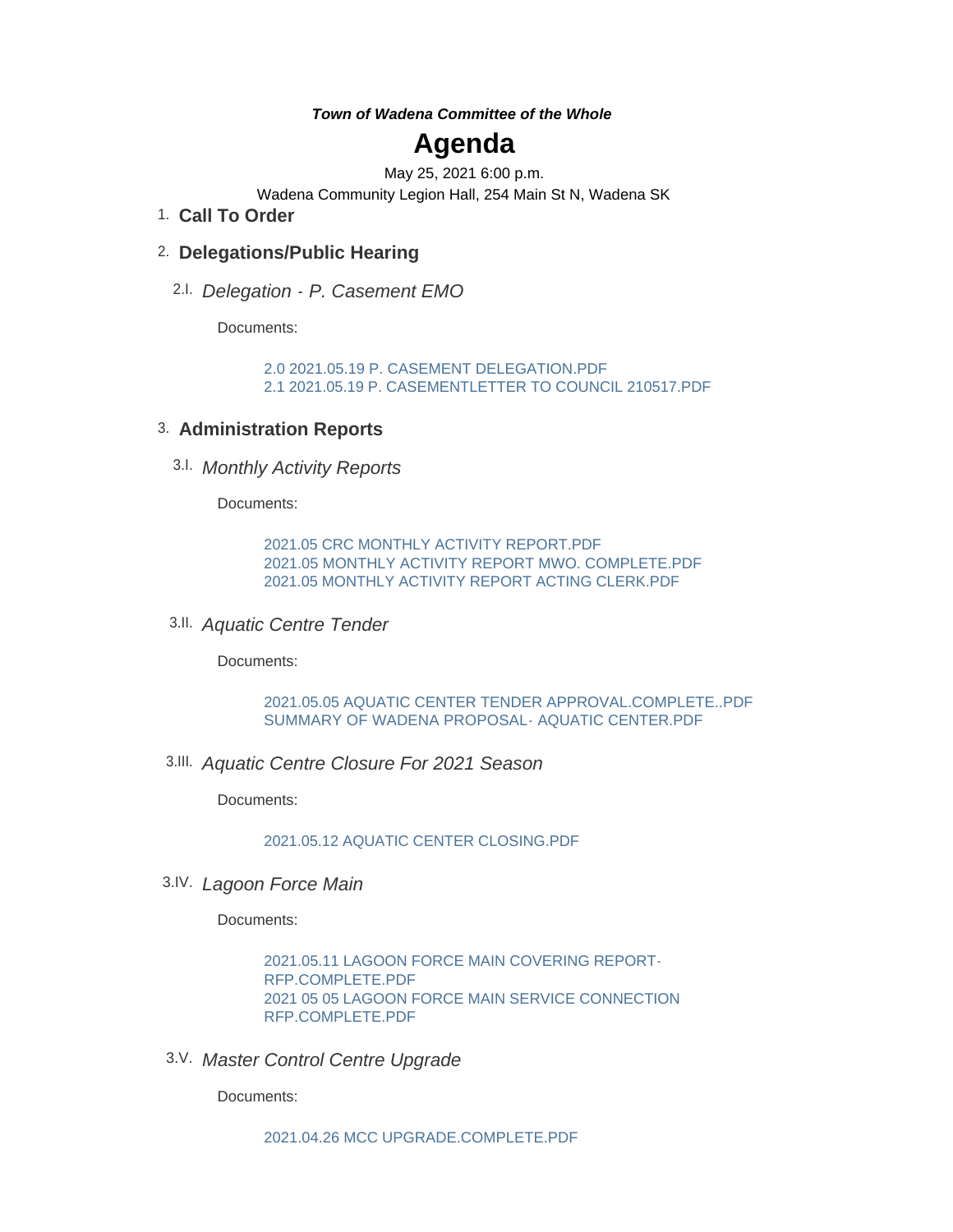***Town of Wadena Committee of the Whole***

# Agenda

May 25, 2021 6:00 p.m.

Wadena Community Legion Hall, 254 Main St N, Wadena SK

## 1. Call To Order

## 2. Delegations/Public Hearing

### 2.I. *Delegation - P. Casement EMO*

Documents:

2.0 2021.05.19 P. CASEMENT DELEGATION.PDF
2.1 2021.05.19 P. CASEMENTLETTER TO COUNCIL 210517.PDF

## 3. Administration Reports

### 3.I. *Monthly Activity Reports*

Documents:

2021.05 CRC MONTHLY ACTIVITY REPORT.PDF
2021.05 MONTHLY ACTIVITY REPORT MWO. COMPLETE.PDF
2021.05 MONTHLY ACTIVITY REPORT ACTING CLERK.PDF

### 3.II. *Aquatic Centre Tender*

Documents:

2021.05.05 AQUATIC CENTER TENDER APPROVAL.COMPLETE..PDF
SUMMARY OF WADENA PROPOSAL- AQUATIC CENTER.PDF

### 3.III. *Aquatic Centre Closure For 2021 Season*

Documents:

2021.05.12 AQUATIC CENTER CLOSING.PDF

### 3.IV. *Lagoon Force Main*

Documents:

2021.05.11 LAGOON FORCE MAIN COVERING REPORT-RFP.COMPLETE.PDF
2021 05 05 LAGOON FORCE MAIN SERVICE CONNECTION RFP.COMPLETE.PDF

### 3.V. *Master Control Centre Upgrade*

Documents:

2021.04.26 MCC UPGRADE.COMPLETE.PDF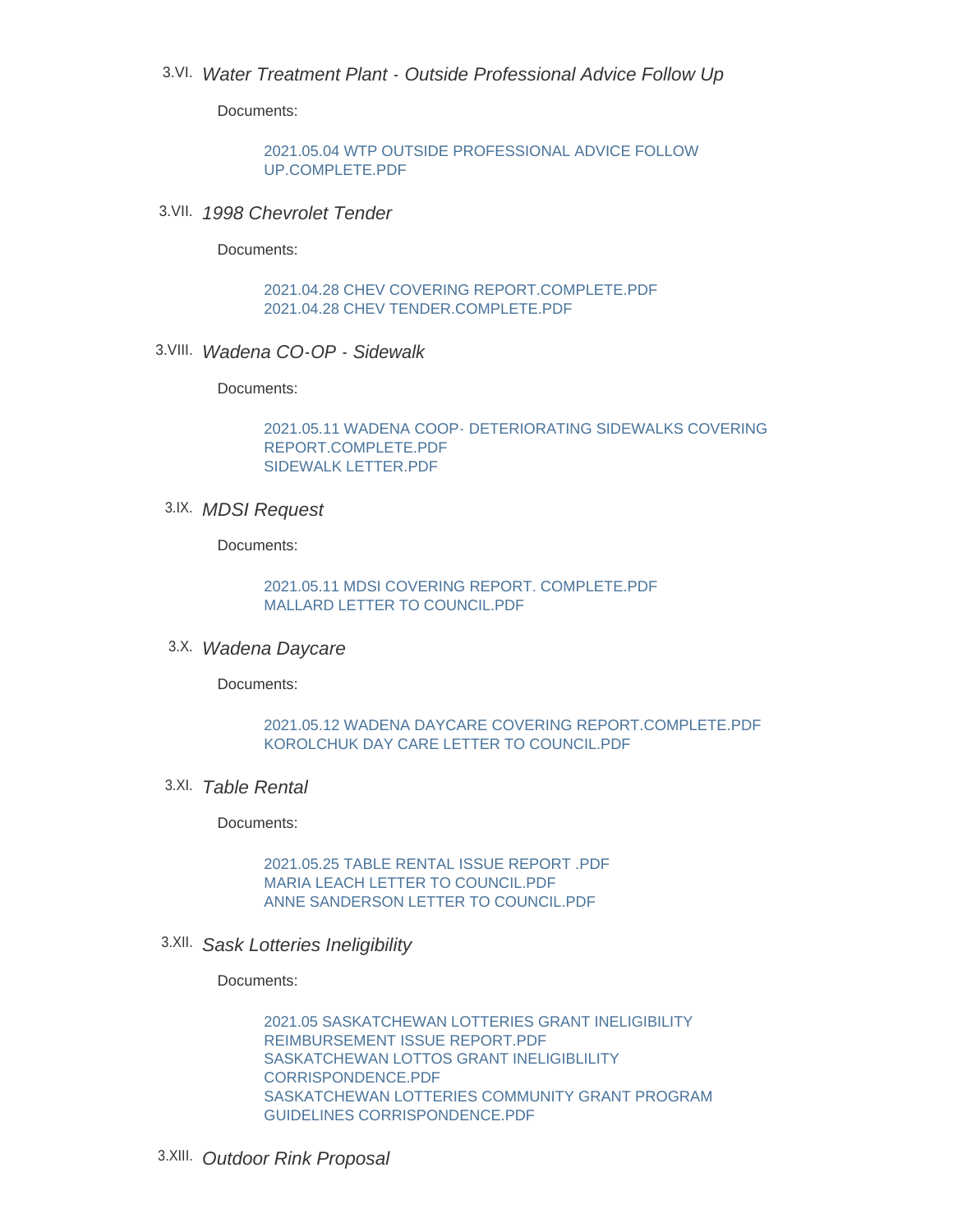3.VI. *Water Treatment Plant - Outside Professional Advice Follow Up*

Documents:

2021.05.04 WTP OUTSIDE PROFESSIONAL ADVICE FOLLOW UP.COMPLETE.PDF

3.VII. *1998 Chevrolet Tender*

Documents:

2021.04.28 CHEV COVERING REPORT.COMPLETE.PDF
2021.04.28 CHEV TENDER.COMPLETE.PDF

3.VIII. *Wadena CO-OP - Sidewalk*

Documents:

2021.05.11 WADENA COOP- DETERIORATING SIDEWALKS COVERING REPORT.COMPLETE.PDF
SIDEWALK LETTER.PDF

3.IX. *MDSI Request*

Documents:

2021.05.11 MDSI COVERING REPORT. COMPLETE.PDF
MALLARD LETTER TO COUNCIL.PDF

3.X. *Wadena Daycare*

Documents:

2021.05.12 WADENA DAYCARE COVERING REPORT.COMPLETE.PDF
KOROLCHUK DAY CARE LETTER TO COUNCIL.PDF

3.XI. *Table Rental*

Documents:

2021.05.25 TABLE RENTAL ISSUE REPORT .PDF
MARIA LEACH LETTER TO COUNCIL.PDF
ANNE SANDERSON LETTER TO COUNCIL.PDF

3.XII. *Sask Lotteries Ineligibility*

Documents:

2021.05 SASKATCHEWAN LOTTERIES GRANT INELIGIBILITY REIMBURSEMENT ISSUE REPORT.PDF
SASKATCHEWAN LOTTOS GRANT INELIGIBLILITY CORRISPONDENCE.PDF
SASKATCHEWAN LOTTERIES COMMUNITY GRANT PROGRAM GUIDELINES CORRISPONDENCE.PDF

3.XIII. *Outdoor Rink Proposal*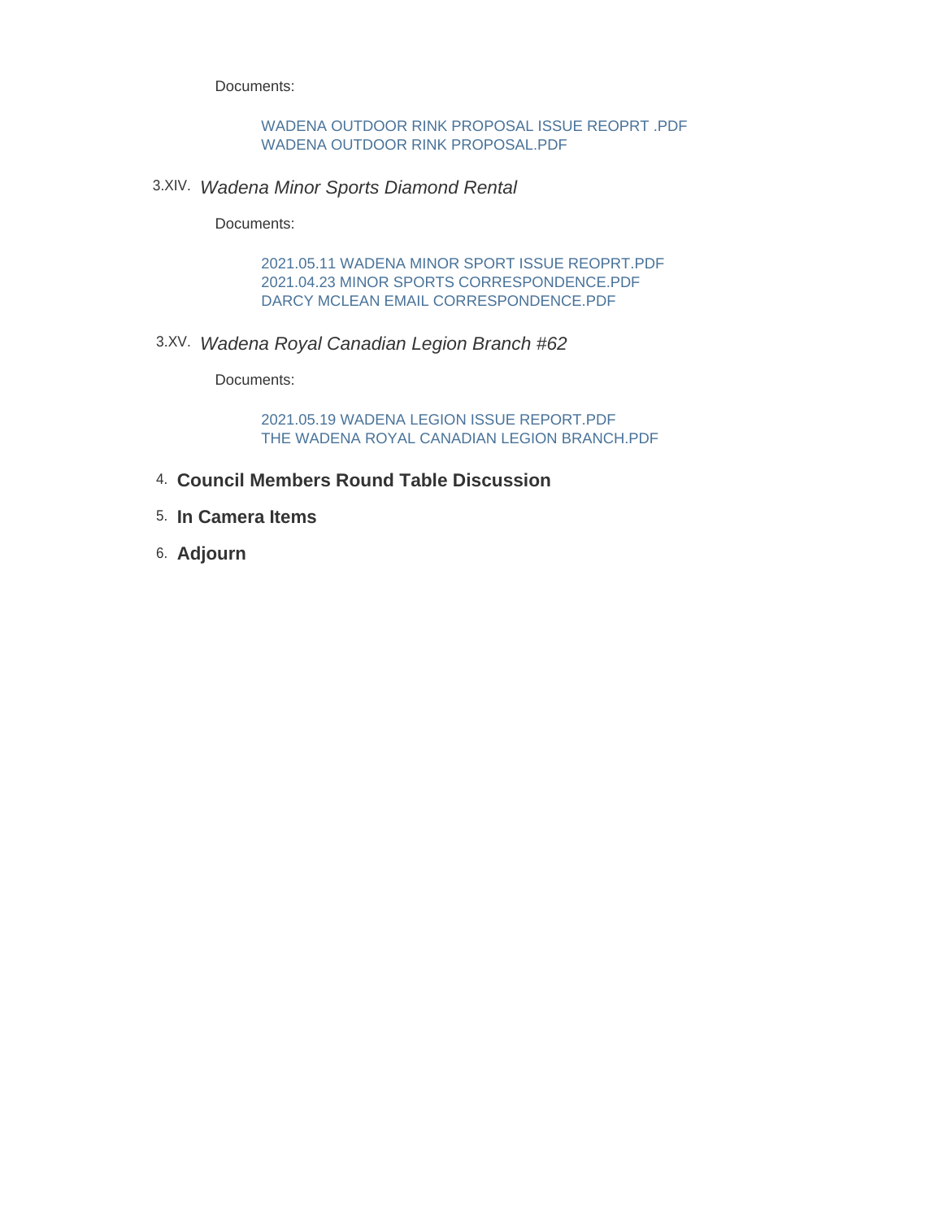Documents:

- WADENA OUTDOOR RINK PROPOSAL ISSUE REOPRT .PDF
- WADENA OUTDOOR RINK PROPOSAL.PDF

3.XIV. *Wadena Minor Sports Diamond Rental*

Documents:

- 2021.05.11 WADENA MINOR SPORT ISSUE REOPRT.PDF
- 2021.04.23 MINOR SPORTS CORRESPONDENCE.PDF
- DARCY MCLEAN EMAIL CORRESPONDENCE.PDF

3.XV. *Wadena Royal Canadian Legion Branch #62*

Documents:

- 2021.05.19 WADENA LEGION ISSUE REPORT.PDF
- THE WADENA ROYAL CANADIAN LEGION BRANCH.PDF

4. **Council Members Round Table Discussion**
5. **In Camera Items**
6. **Adjourn**